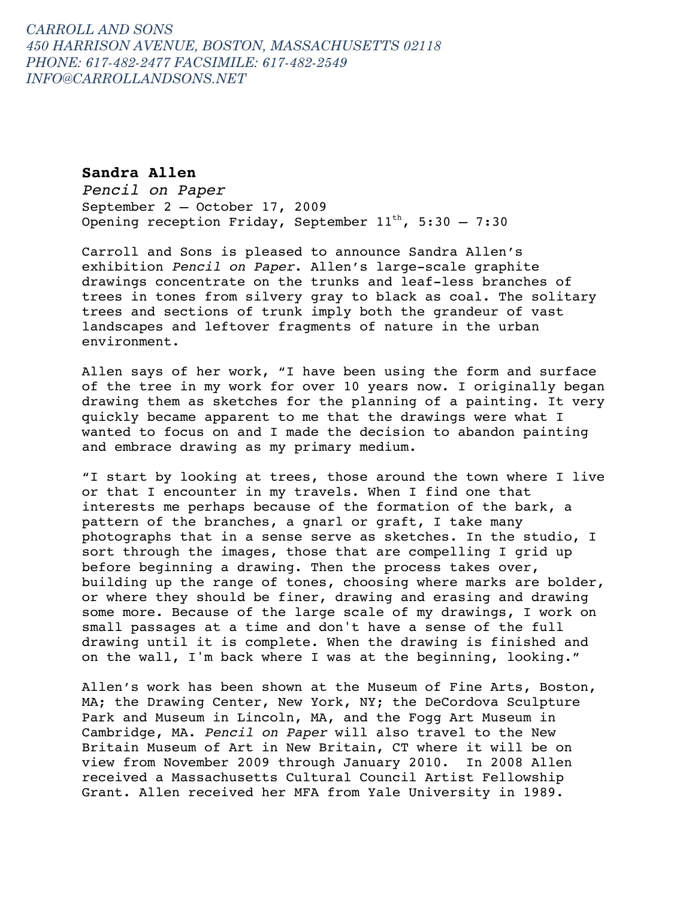*CARROLL AND SONS*
*450 HARRISON AVENUE, BOSTON, MASSACHUSETTS 02118*
*PHONE: 617-482-2477 FACSIMILE: 617-482-2549*
*INFO@CARROLLANDSONS.NET*

**Sandra Allen**
*Pencil on Paper*
September 2 – October 17, 2009
Opening reception Friday, September 11th, 5:30 – 7:30

Carroll and Sons is pleased to announce Sandra Allen's exhibition *Pencil on Paper*. Allen's large-scale graphite drawings concentrate on the trunks and leaf-less branches of trees in tones from silvery gray to black as coal. The solitary trees and sections of trunk imply both the grandeur of vast landscapes and leftover fragments of nature in the urban environment.

Allen says of her work, "I have been using the form and surface of the tree in my work for over 10 years now. I originally began drawing them as sketches for the planning of a painting. It very quickly became apparent to me that the drawings were what I wanted to focus on and I made the decision to abandon painting and embrace drawing as my primary medium.

"I start by looking at trees, those around the town where I live or that I encounter in my travels. When I find one that interests me perhaps because of the formation of the bark, a pattern of the branches, a gnarl or graft, I take many photographs that in a sense serve as sketches. In the studio, I sort through the images, those that are compelling I grid up before beginning a drawing. Then the process takes over, building up the range of tones, choosing where marks are bolder, or where they should be finer, drawing and erasing and drawing some more. Because of the large scale of my drawings, I work on small passages at a time and don't have a sense of the full drawing until it is complete. When the drawing is finished and on the wall, I'm back where I was at the beginning, looking."

Allen's work has been shown at the Museum of Fine Arts, Boston, MA; the Drawing Center, New York, NY; the DeCordova Sculpture Park and Museum in Lincoln, MA, and the Fogg Art Museum in Cambridge, MA. *Pencil on Paper* will also travel to the New Britain Museum of Art in New Britain, CT where it will be on view from November 2009 through January 2010. In 2008 Allen received a Massachusetts Cultural Council Artist Fellowship Grant. Allen received her MFA from Yale University in 1989.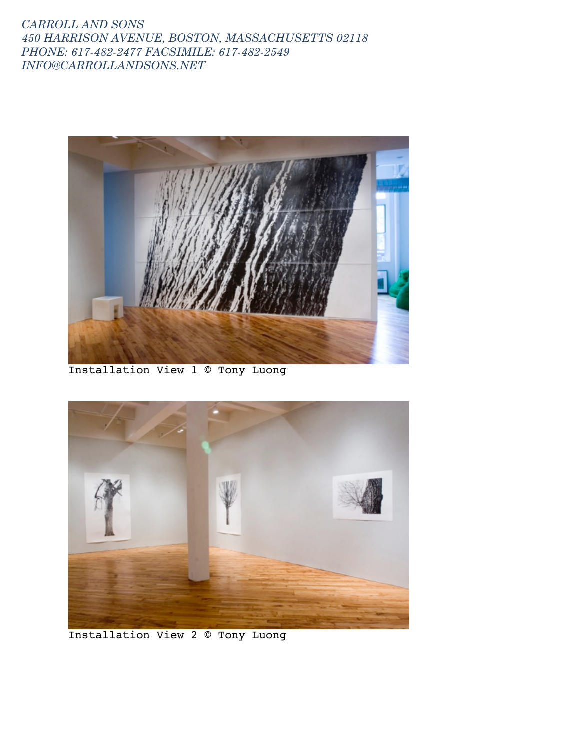*CARROLL AND SONS*
*450 HARRISON AVENUE, BOSTON, MASSACHUSETTS 02118*
*PHONE: 617-482-2477 FACSIMILE: 617-482-2549*
*INFO@CARROLLANDSONS.NET*

Installation View 1 © Tony Luong

Installation View 2 © Tony Luong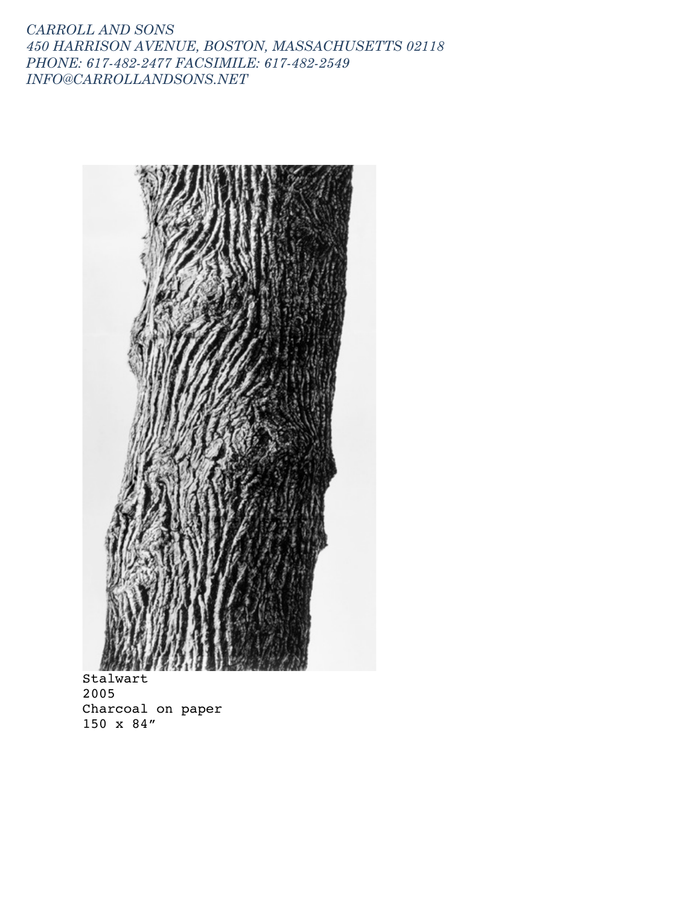Stalwart
2005
Charcoal on paper
150 x 84″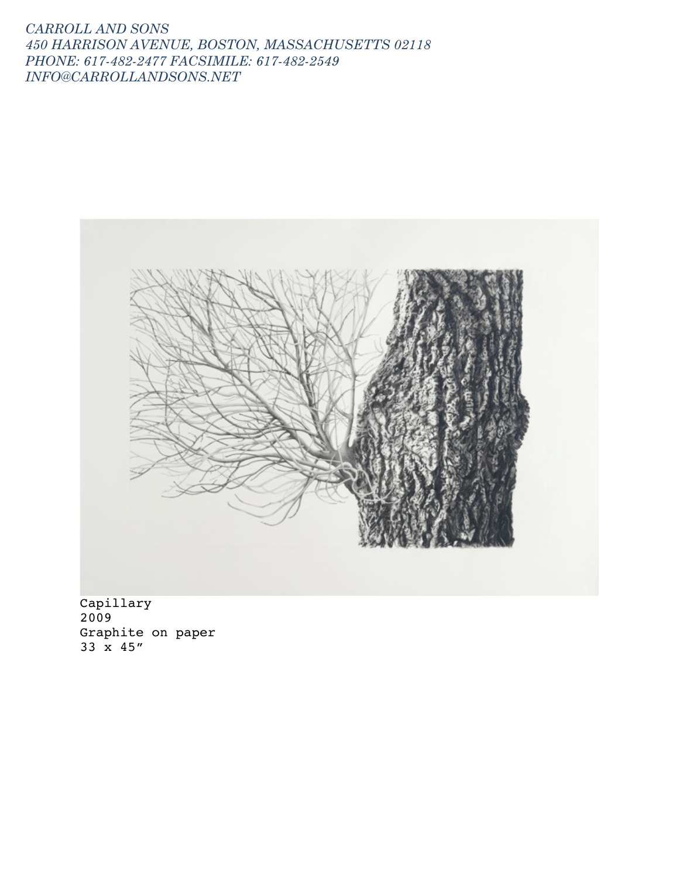*CARROLL AND SONS*
*450 HARRISON AVENUE, BOSTON, MASSACHUSETTS 02118*
*PHONE: 617-482-2477 FACSIMILE: 617-482-2549*
*INFO@CARROLLANDSONS.NET*

Capillary
2009
Graphite on paper
33 x 45”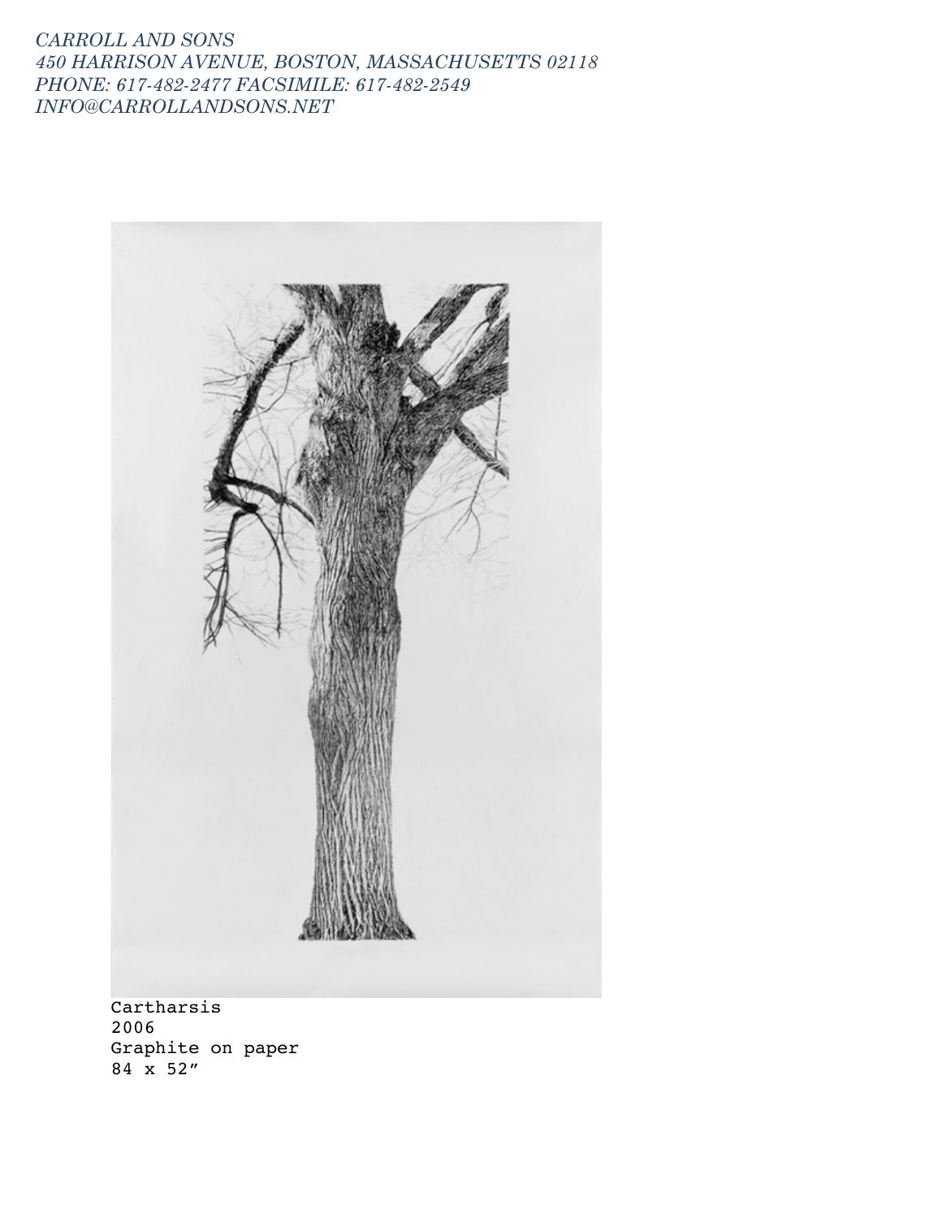*CARROLL AND SONS*
*450 HARRISON AVENUE, BOSTON, MASSACHUSETTS 02118*
*PHONE: 617-482-2477 FACSIMILE: 617-482-2549*
*INFO@CARROLLANDSONS.NET*

Cartharsis
2006
Graphite on paper
84 x 52”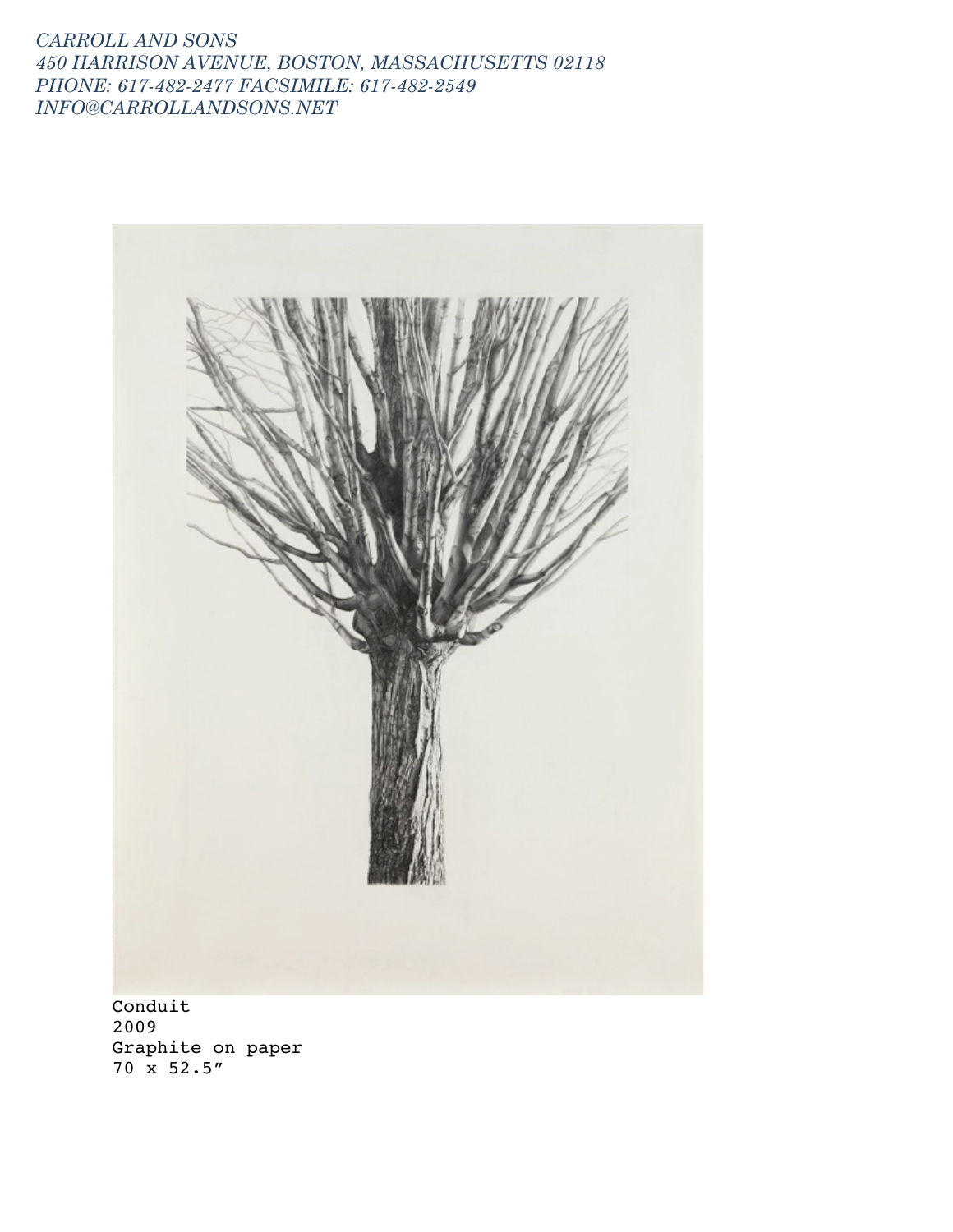*CARROLL AND SONS*
*450 HARRISON AVENUE, BOSTON, MASSACHUSETTS 02118*
*PHONE: 617-482-2477 FACSIMILE: 617-482-2549*
*INFO@CARROLLANDSONS.NET*

Conduit
2009
Graphite on paper
70 x 52.5”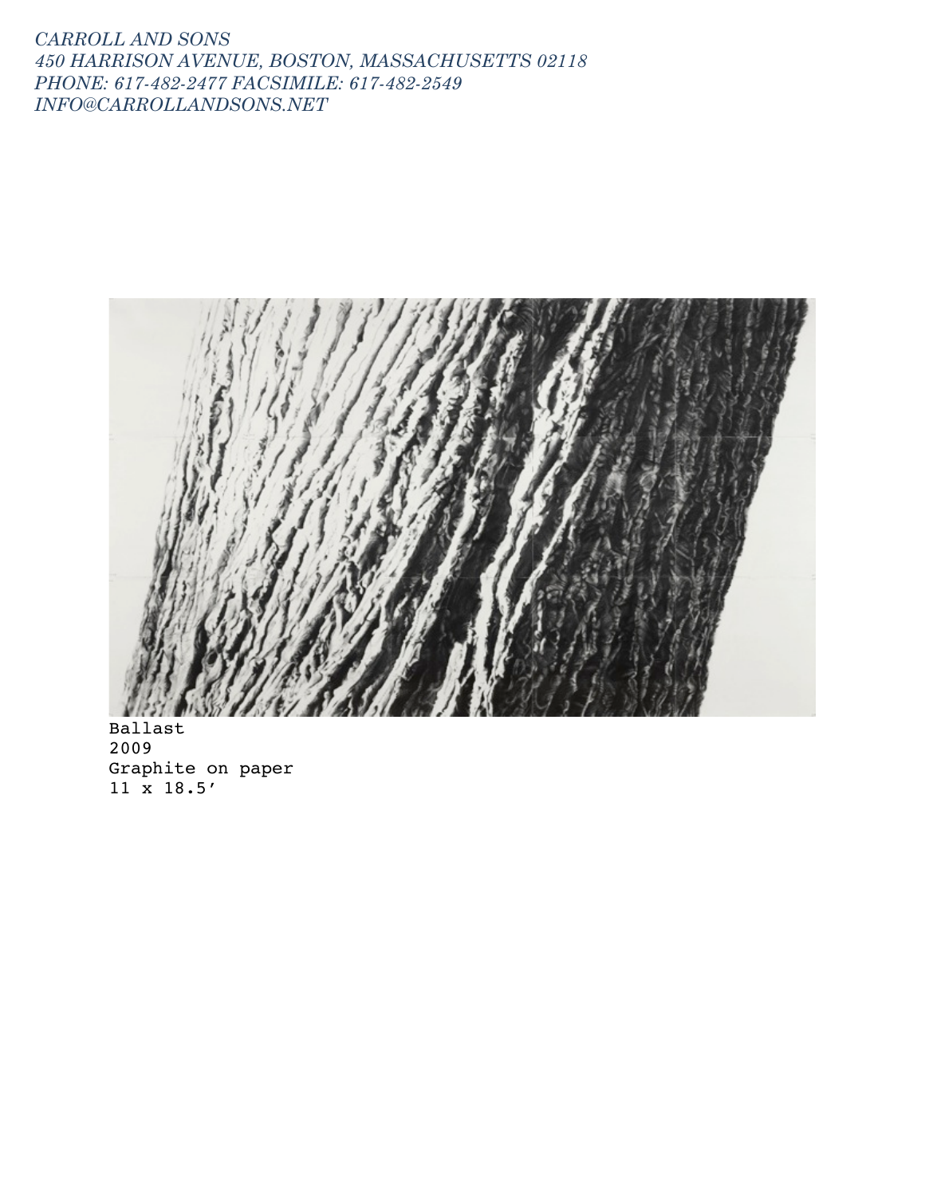*CARROLL AND SONS*
*450 HARRISON AVENUE, BOSTON, MASSACHUSETTS 02118*
*PHONE: 617-482-2477 FACSIMILE: 617-482-2549*
*INFO@CARROLLANDSONS.NET*

Ballast
2009
Graphite on paper
11 x 18.5’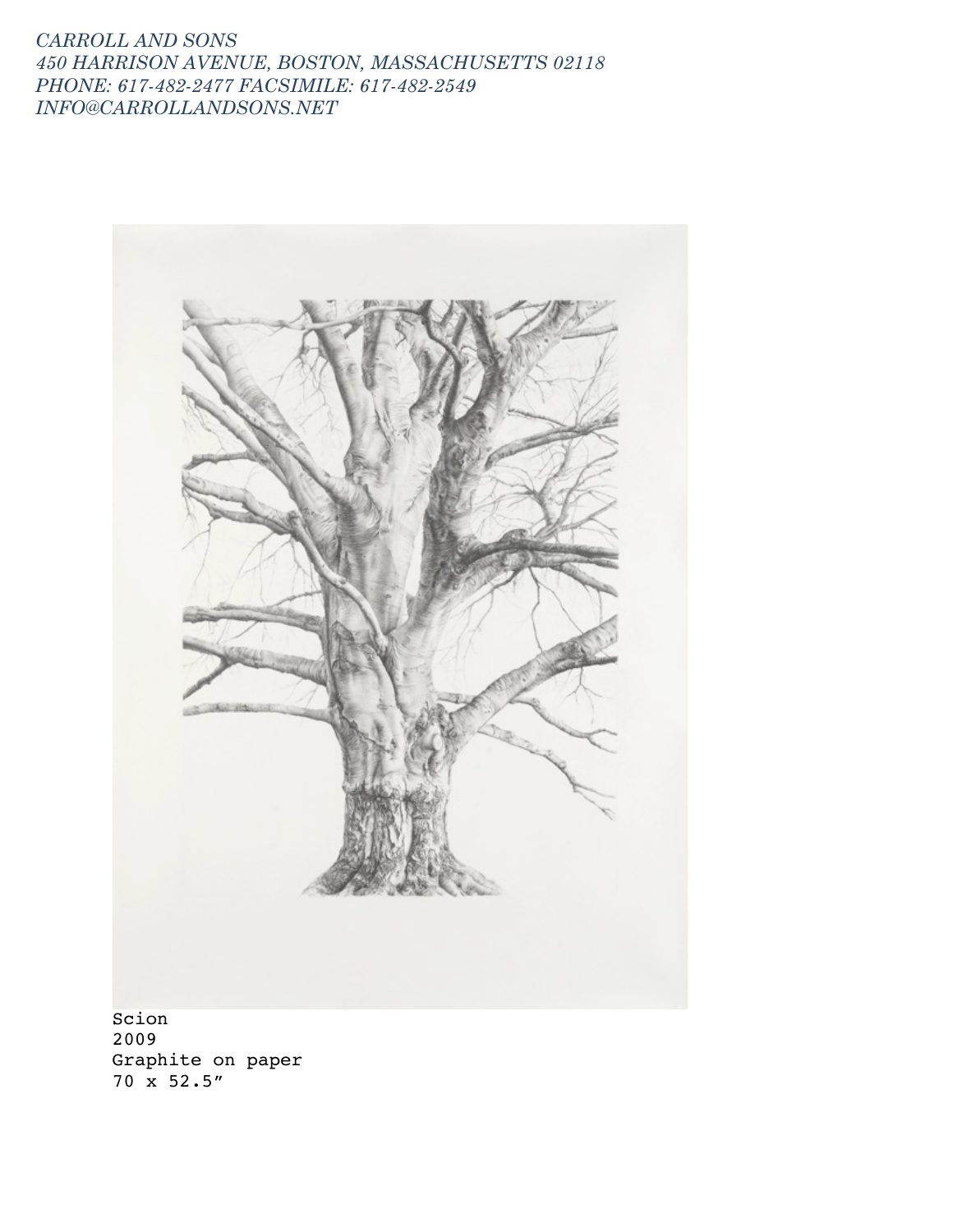*CARROLL AND SONS*
*450 HARRISON AVENUE, BOSTON, MASSACHUSETTS 02118*
*PHONE: 617-482-2477 FACSIMILE: 617-482-2549*
*INFO@CARROLLANDSONS.NET*

Scion
2009
Graphite on paper
70 x 52.5″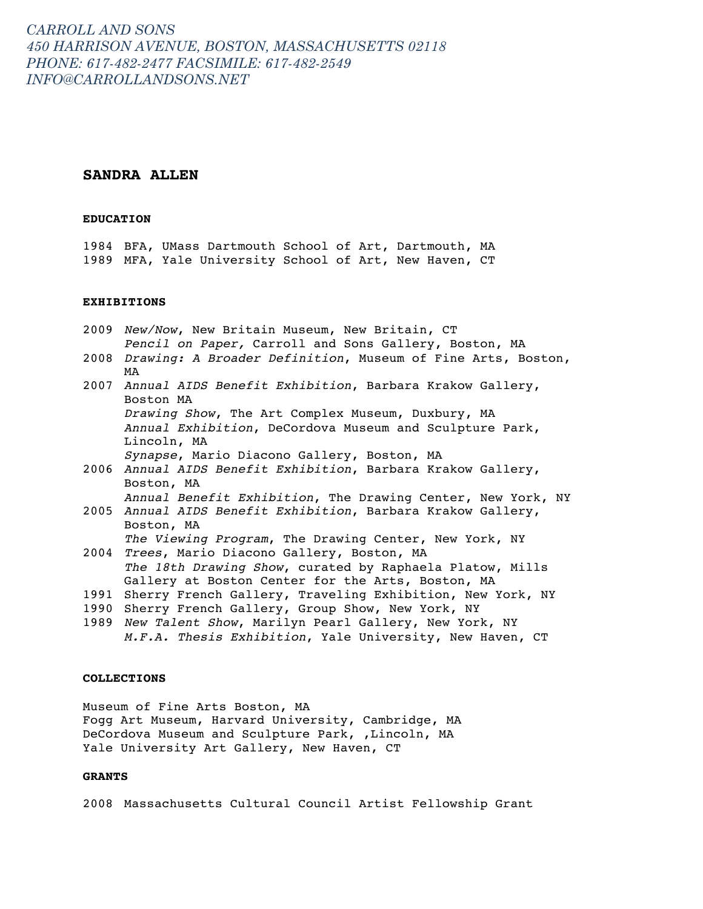*CARROLL AND SONS*
*450 HARRISON AVENUE, BOSTON, MASSACHUSETTS 02118*
*PHONE: 617-482-2477 FACSIMILE: 617-482-2549*
*INFO@CARROLLANDSONS.NET*

# SANDRA ALLEN

### EDUCATION

1984 BFA, UMass Dartmouth School of Art, Dartmouth, MA
1989 MFA, Yale University School of Art, New Haven, CT

### EXHIBITIONS

2009 *New/Now*, New Britain Museum, New Britain, CT
*Pencil on Paper,* Carroll and Sons Gallery, Boston, MA
2008 *Drawing: A Broader Definition*, Museum of Fine Arts, Boston, MA
2007 *Annual AIDS Benefit Exhibition*, Barbara Krakow Gallery, Boston MA
*Drawing Show*, The Art Complex Museum, Duxbury, MA
*Annual Exhibition*, DeCordova Museum and Sculpture Park, Lincoln, MA
*Synapse*, Mario Diacono Gallery, Boston, MA
2006 *Annual AIDS Benefit Exhibition*, Barbara Krakow Gallery, Boston, MA
*Annual Benefit Exhibition*, The Drawing Center, New York, NY
2005 *Annual AIDS Benefit Exhibition*, Barbara Krakow Gallery, Boston, MA
*The Viewing Program*, The Drawing Center, New York, NY
2004 *Trees*, Mario Diacono Gallery, Boston, MA
*The 18th Drawing Show*, curated by Raphaela Platow, Mills Gallery at Boston Center for the Arts, Boston, MA
1991 Sherry French Gallery, Traveling Exhibition, New York, NY
1990 Sherry French Gallery, Group Show, New York, NY
1989 *New Talent Show*, Marilyn Pearl Gallery, New York, NY
*M.F.A. Thesis Exhibition*, Yale University, New Haven, CT

### COLLECTIONS

Museum of Fine Arts Boston, MA
Fogg Art Museum, Harvard University, Cambridge, MA
DeCordova Museum and Sculpture Park, ,Lincoln, MA
Yale University Art Gallery, New Haven, CT

### GRANTS

2008 Massachusetts Cultural Council Artist Fellowship Grant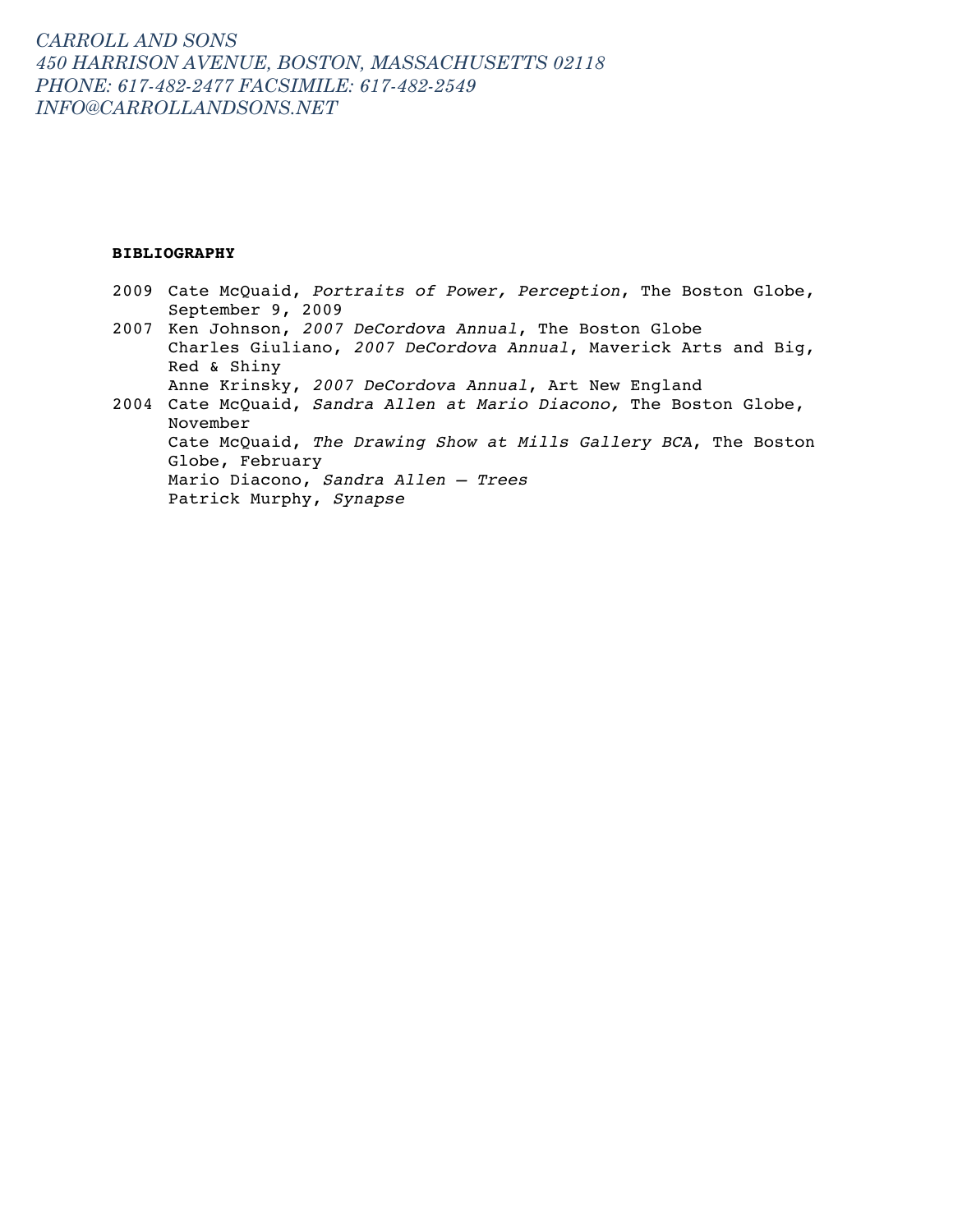CARROLL AND SONS
450 HARRISON AVENUE, BOSTON, MASSACHUSETTS 02118
PHONE: 617-482-2477 FACSIMILE: 617-482-2549
INFO@CARROLLANDSONS.NET

**BIBLIOGRAPHY**

2009 Cate McQuaid, *Portraits of Power, Perception*, The Boston Globe, September 9, 2009

2007 Ken Johnson, *2007 DeCordova Annual*, The Boston Globe
Charles Giuliano, *2007 DeCordova Annual*, Maverick Arts and Big, Red & Shiny
Anne Krinsky, *2007 DeCordova Annual*, Art New England

2004 Cate McQuaid, *Sandra Allen at Mario Diacono,* The Boston Globe, November
Cate McQuaid, *The Drawing Show at Mills Gallery BCA*, The Boston Globe, February
Mario Diacono, *Sandra Allen – Trees*
Patrick Murphy, *Synapse*